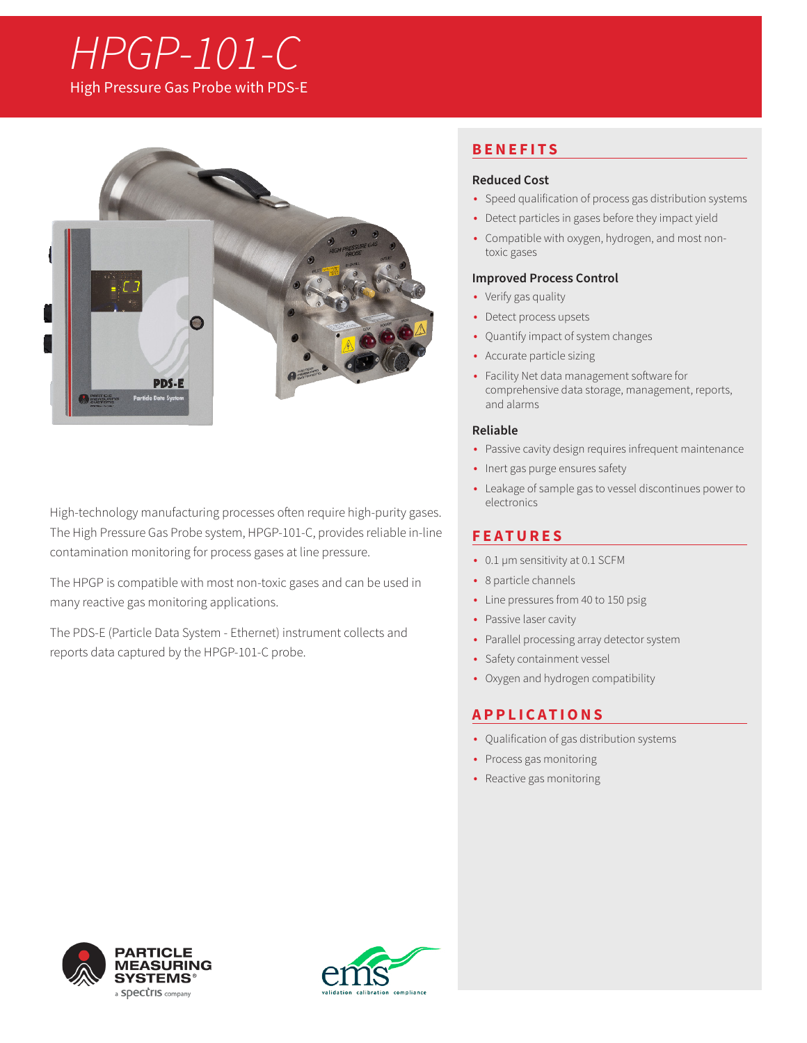# HPGP-101-C

High Pressure Gas Probe with PDS-E

High-technology manufacturing processes often require high-purity gases. The High Pressure Gas Probe system, HPGP-101-C, provides reliable in-line contamination monitoring for process gases at line pressure.

The HPGP is compatible with most non-toxic gases and can be used in many reactive gas monitoring applications.

The PDS-E (Particle Data System - Ethernet) instrument collects and reports data captured by the HPGP-101-C probe.

## BENEFITS

### Reduced Cost

- Speed qualification of process gas distribution systems
- Detect particles in gases before they impact yield
- Compatible with oxygen, hydrogen, and most non-toxic gases

### Improved Process Control

- Verify gas quality
- Detect process upsets
- Quantify impact of system changes
- Accurate particle sizing
- Facility Net data management software for comprehensive data storage, management, reports, and alarms

### Reliable

- Passive cavity design requires infrequent maintenance
- Inert gas purge ensures safety
- Leakage of sample gas to vessel discontinues power to electronics

## FEATURES

- 0.1 µm sensitivity at 0.1 SCFM
- 8 particle channels
- Line pressures from 40 to 150 psig
- Passive laser cavity
- Parallel processing array detector system
- Safety containment vessel
- Oxygen and hydrogen compatibility

## APPLICATIONS

- Qualification of gas distribution systems
- Process gas monitoring
- Reactive gas monitoring

PARTICLE MEASURING SYSTEMS®
a spectris company

ems
validation calibration compliance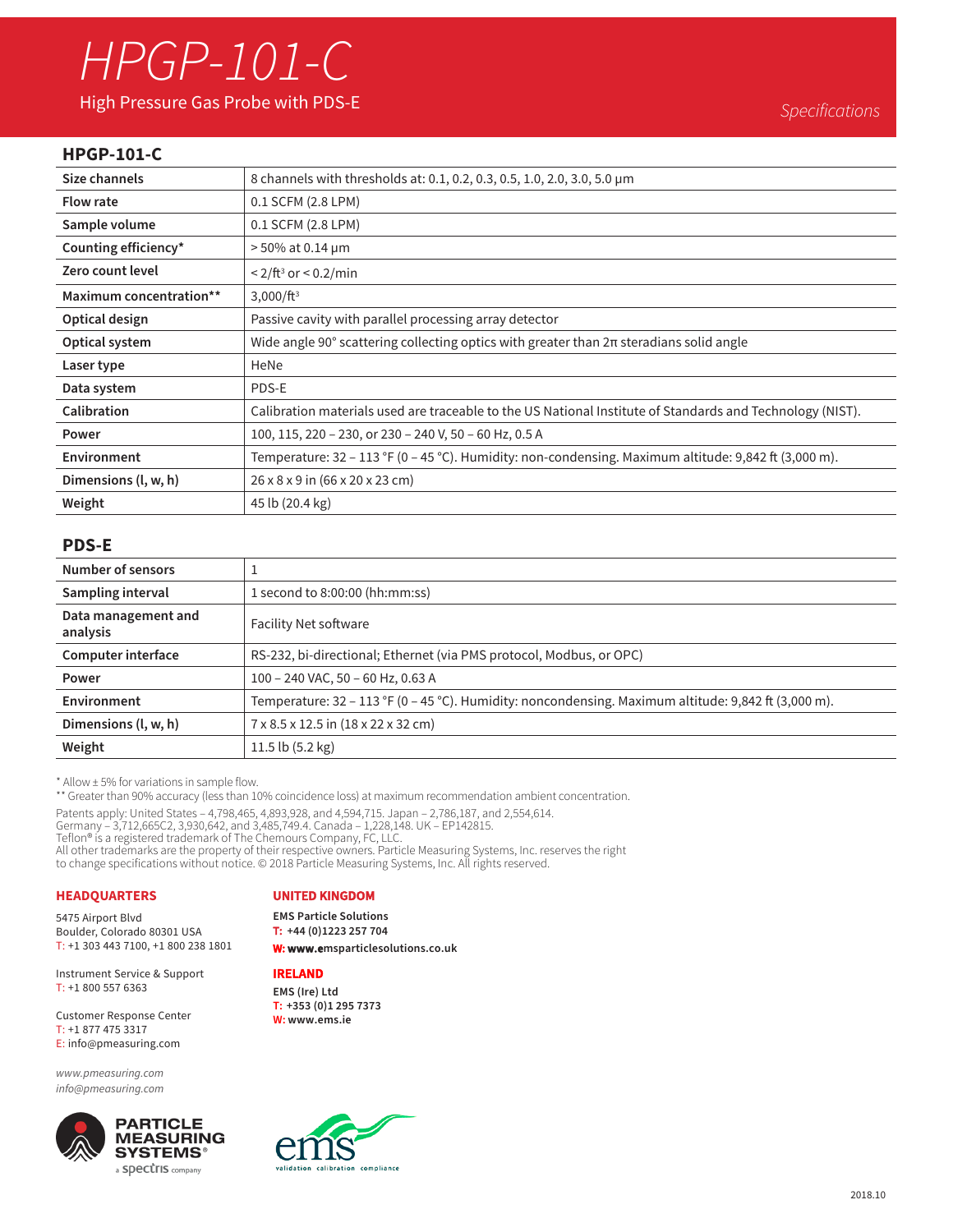# HPGP-101-C

High Pressure Gas Probe with PDS-E

*Specifications*

## HPGP-101-C

| | |
|---|---|
| **Size channels** | 8 channels with thresholds at: 0.1, 0.2, 0.3, 0.5, 1.0, 2.0, 3.0, 5.0 µm |
| **Flow rate** | 0.1 SCFM (2.8 LPM) |
| **Sample volume** | 0.1 SCFM (2.8 LPM) |
| **Counting efficiency*** | > 50% at 0.14 µm |
| **Zero count level** | < 2/ft³ or < 0.2/min |
| **Maximum concentration**** | 3,000/ft³ |
| **Optical design** | Passive cavity with parallel processing array detector |
| **Optical system** | Wide angle 90° scattering collecting optics with greater than 2π steradians solid angle |
| **Laser type** | HeNe |
| **Data system** | PDS-E |
| **Calibration** | Calibration materials used are traceable to the US National Institute of Standards and Technology (NIST). |
| **Power** | 100, 115, 220 – 230, or 230 – 240 V, 50 – 60 Hz, 0.5 A |
| **Environment** | Temperature: 32 – 113 °F (0 – 45 °C). Humidity: non-condensing. Maximum altitude: 9,842 ft (3,000 m). |
| **Dimensions (l, w, h)** | 26 x 8 x 9 in (66 x 20 x 23 cm) |
| **Weight** | 45 lb (20.4 kg) |

## PDS-E

| | |
|---|---|
| **Number of sensors** | 1 |
| **Sampling interval** | 1 second to 8:00:00 (hh:mm:ss) |
| **Data management and analysis** | Facility Net software |
| **Computer interface** | RS-232, bi-directional; Ethernet (via PMS protocol, Modbus, or OPC) |
| **Power** | 100 – 240 VAC, 50 – 60 Hz, 0.63 A |
| **Environment** | Temperature: 32 – 113 °F (0 – 45 °C). Humidity: noncondensing. Maximum altitude: 9,842 ft (3,000 m). |
| **Dimensions (l, w, h)** | 7 x 8.5 x 12.5 in (18 x 22 x 32 cm) |
| **Weight** | 11.5 lb (5.2 kg) |

* Allow ± 5% for variations in sample flow.

** Greater than 90% accuracy (less than 10% coincidence loss) at maximum recommendation ambient concentration.

Patents apply: United States – 4,798,465, 4,893,928, and 4,594,715. Japan – 2,786,187, and 2,554,614. Germany – 3,712,665C2, 3,930,642, and 3,485,749.4. Canada – 1,228,148. UK – EP142815.
Teflon® is a registered trademark of The Chemours Company, FC, LLC.
All other trademarks are the property of their respective owners. Particle Measuring Systems, Inc. reserves the right to change specifications without notice. © 2018 Particle Measuring Systems, Inc. All rights reserved.

### HEADQUARTERS

5475 Airport Blvd
Boulder, Colorado 80301 USA
T: +1 303 443 7100, +1 800 238 1801

Instrument Service & Support
T: +1 800 557 6363

Customer Response Center
T: +1 877 475 3317
E: info@pmeasuring.com

*www.pmeasuring.com*
*info@pmeasuring.com*

### UNITED KINGDOM

**EMS Particle Solutions**
**T: +44 (0)1223 257 704**
**W: www.emsparticlesolutions.co.uk**

### IRELAND

**EMS (Ire) Ltd**
**T: +353 (0)1 295 7373**
**W: www.ems.ie**

PARTICLE MEASURING SYSTEMS® a spectris company

ems validation calibration compliance

2018.10